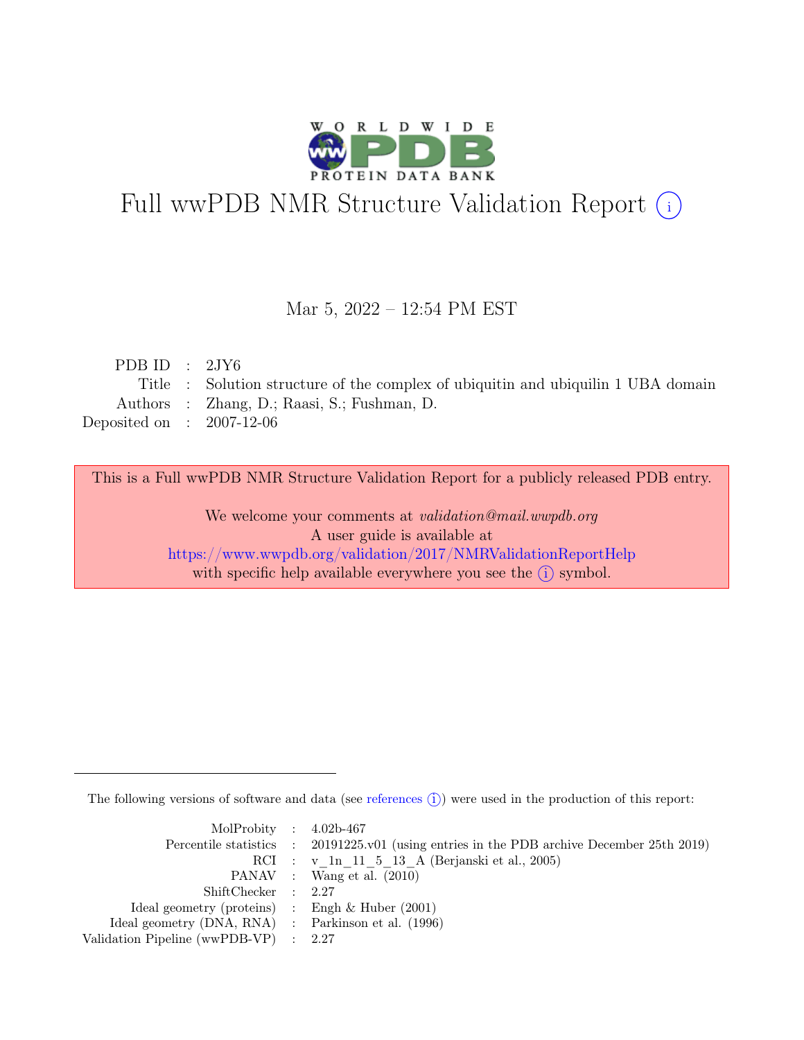# Full wwPDB NMR Structure Validation Report (i)

Mar 5, 2022 – 12:54 PM EST

| | | |
|---|---|---|
| PDB ID | : | 2JY6 |
| Title | : | Solution structure of the complex of ubiquitin and ubiquilin 1 UBA domain |
| Authors | : | Zhang, D.; Raasi, S.; Fushman, D. |
| Deposited on | : | 2007-12-06 |

This is a Full wwPDB NMR Structure Validation Report for a publicly released PDB entry.

We welcome your comments at *validation@mail.wwpdb.org*
A user guide is available at
https://www.wwpdb.org/validation/2017/NMRValidationReportHelp
with specific help available everywhere you see the (i) symbol.

The following versions of software and data (see references (i)) were used in the production of this report:

| | | |
|---|---|---|
| MolProbity | : | 4.02b-467 |
| Percentile statistics | : | 20191225.v01 (using entries in the PDB archive December 25th 2019) |
| RCI | : | v_1n_11_5_13_A (Berjanski et al., 2005) |
| PANAV | : | Wang et al. (2010) |
| ShiftChecker | : | 2.27 |
| Ideal geometry (proteins) | : | Engh & Huber (2001) |
| Ideal geometry (DNA, RNA) | : | Parkinson et al. (1996) |
| Validation Pipeline (wwPDB-VP) | : | 2.27 |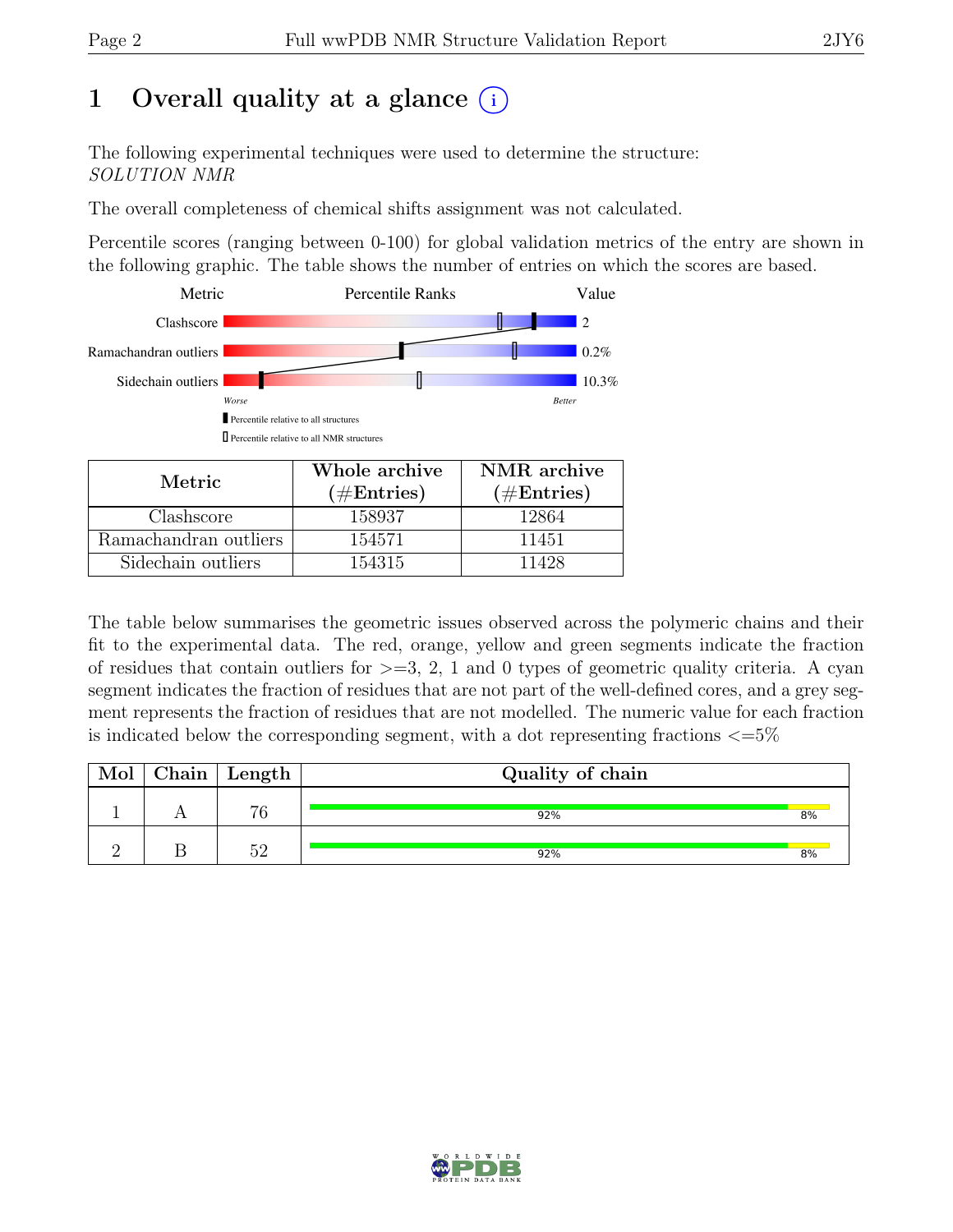# 1 Overall quality at a glance

The following experimental techniques were used to determine the structure:
*SOLUTION NMR*

The overall completeness of chemical shifts assignment was not calculated.

Percentile scores (ranging between 0-100) for global validation metrics of the entry are shown in the following graphic. The table shows the number of entries on which the scores are based.

| Metric | Value |
|---|---|
| Clashscore | 2 |
| Ramachandran outliers | 0.2% |
| Sidechain outliers | 10.3% |

| Metric | Whole archive (#Entries) | NMR archive (#Entries) |
|---|---|---|
| Clashscore | 158937 | 12864 |
| Ramachandran outliers | 154571 | 11451 |
| Sidechain outliers | 154315 | 11428 |

The table below summarises the geometric issues observed across the polymeric chains and their fit to the experimental data. The red, orange, yellow and green segments indicate the fraction of residues that contain outliers for >=3, 2, 1 and 0 types of geometric quality criteria. A cyan segment indicates the fraction of residues that are not part of the well-defined cores, and a grey segment represents the fraction of residues that are not modelled. The numeric value for each fraction is indicated below the corresponding segment, with a dot representing fractions <=5%

| Mol | Chain | Length | Quality of chain |
|---|---|---|---|
| 1 | A | 76 | 92% 8% |
| 2 | B | 52 | 92% 8% |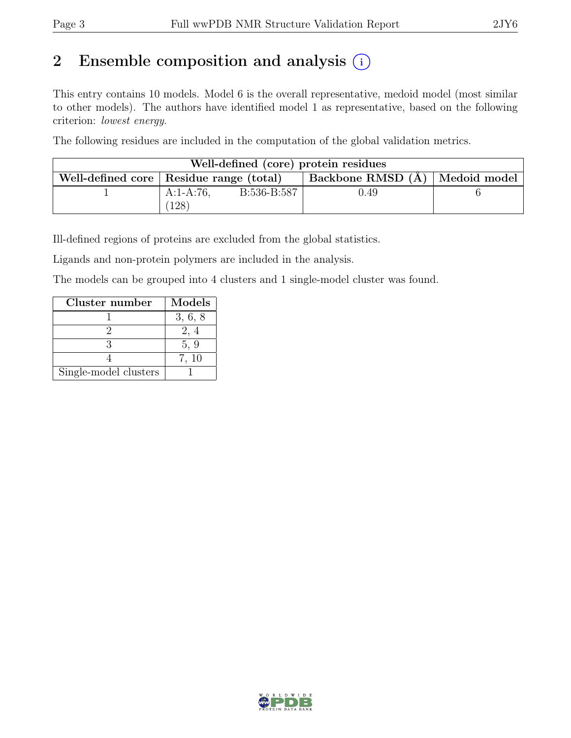## 2 Ensemble composition and analysis

This entry contains 10 models. Model 6 is the overall representative, medoid model (most similar to other models). The authors have identified model 1 as representative, based on the following criterion: *lowest energy*.

The following residues are included in the computation of the global validation metrics.

| Well-defined (core) protein residues | | | |
|---|---|---|---|
| Well-defined core | Residue range (total) | Backbone RMSD (Å) | Medoid model |
| 1 | A:1-A:76, B:536-B:587 (128) | 0.49 | 6 |

Ill-defined regions of proteins are excluded from the global statistics.

Ligands and non-protein polymers are included in the analysis.

The models can be grouped into 4 clusters and 1 single-model cluster was found.

| Cluster number | Models |
|---|---|
| 1 | 3, 6, 8 |
| 2 | 2, 4 |
| 3 | 5, 9 |
| 4 | 7, 10 |
| Single-model clusters | 1 |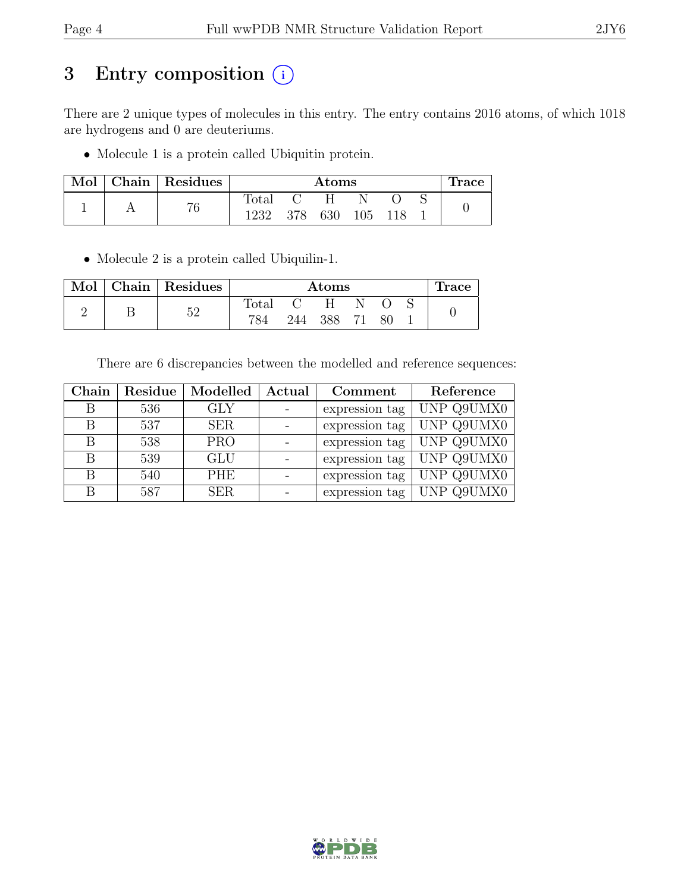# 3 Entry composition (i)

There are 2 unique types of molecules in this entry. The entry contains 2016 atoms, of which 1018 are hydrogens and 0 are deuteriums.

- Molecule 1 is a protein called Ubiquitin protein.

| Mol | Chain | Residues | Atoms | | | | | | Trace |
|---|---|---|---|---|---|---|---|---|---|
| | | | Total | C | H | N | O | S | |
| 1 | A | 76 | 1232 | 378 | 630 | 105 | 118 | 1 | 0 |

- Molecule 2 is a protein called Ubiquilin-1.

| Mol | Chain | Residues | Atoms | | | | | | Trace |
|---|---|---|---|---|---|---|---|---|---|
| | | | Total | C | H | N | O | S | |
| 2 | B | 52 | 784 | 244 | 388 | 71 | 80 | 1 | 0 |

There are 6 discrepancies between the modelled and reference sequences:

| Chain | Residue | Modelled | Actual | Comment | Reference |
|---|---|---|---|---|---|
| B | 536 | GLY | - | expression tag | UNP Q9UMX0 |
| B | 537 | SER | - | expression tag | UNP Q9UMX0 |
| B | 538 | PRO | - | expression tag | UNP Q9UMX0 |
| B | 539 | GLU | - | expression tag | UNP Q9UMX0 |
| B | 540 | PHE | - | expression tag | UNP Q9UMX0 |
| B | 587 | SER | - | expression tag | UNP Q9UMX0 |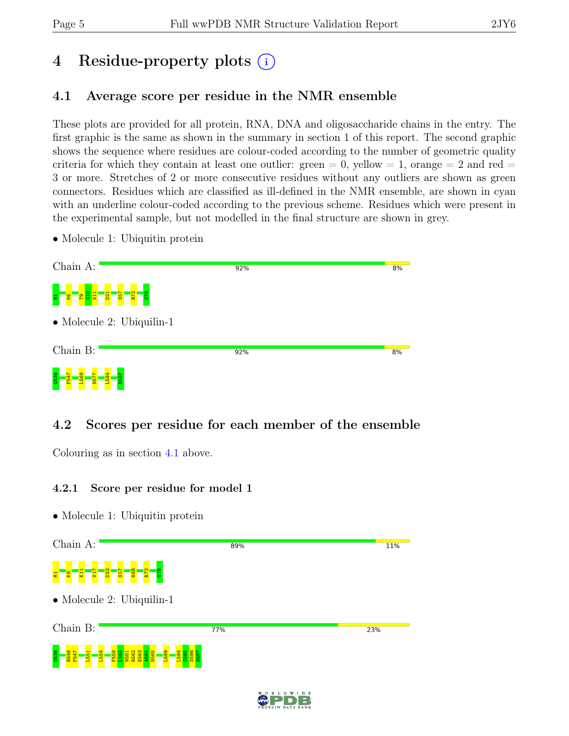# 4 Residue-property plots

## 4.1 Average score per residue in the NMR ensemble

These plots are provided for all protein, RNA, DNA and oligosaccharide chains in the entry. The first graphic is the same as shown in the summary in section 1 of this report. The second graphic shows the sequence where residues are colour-coded according to the number of geometric quality criteria for which they contain at least one outlier: green = 0, yellow = 1, orange = 2 and red = 3 or more. Stretches of 2 or more consecutive residues without any outliers are shown as green connectors. Residues which are classified as ill-defined in the NMR ensemble, are shown in cyan with an underline colour-coded according to the previous scheme. Residues which were present in the experimental sample, but not modelled in the final structure are shown in grey.

- Molecule 1: Ubiquitin protein

Chain A: 92% 8%

M1 K6 T9 G10 K11 D21 S57 R72 G76

- Molecule 2: Ubiquilin-1

Chain B: 92% 8%

G536 F547 L569 N577 L584 S587

## 4.2 Scores per residue for each member of the ensemble

Colouring as in section 4.1 above.

### 4.2.1 Score per residue for model 1

- Molecule 1: Ubiquitin protein

Chain A: 89% 11%

M1 K6 K11 V17 D52 S57 H68 R72 G76

- Molecule 2: Ubiquilin-1

Chain B: 77% 23%

G536 R546 F547 L551 L554 F559 L560 N561 R562 E563 A564 N565 L569 L584 G585 S586 S587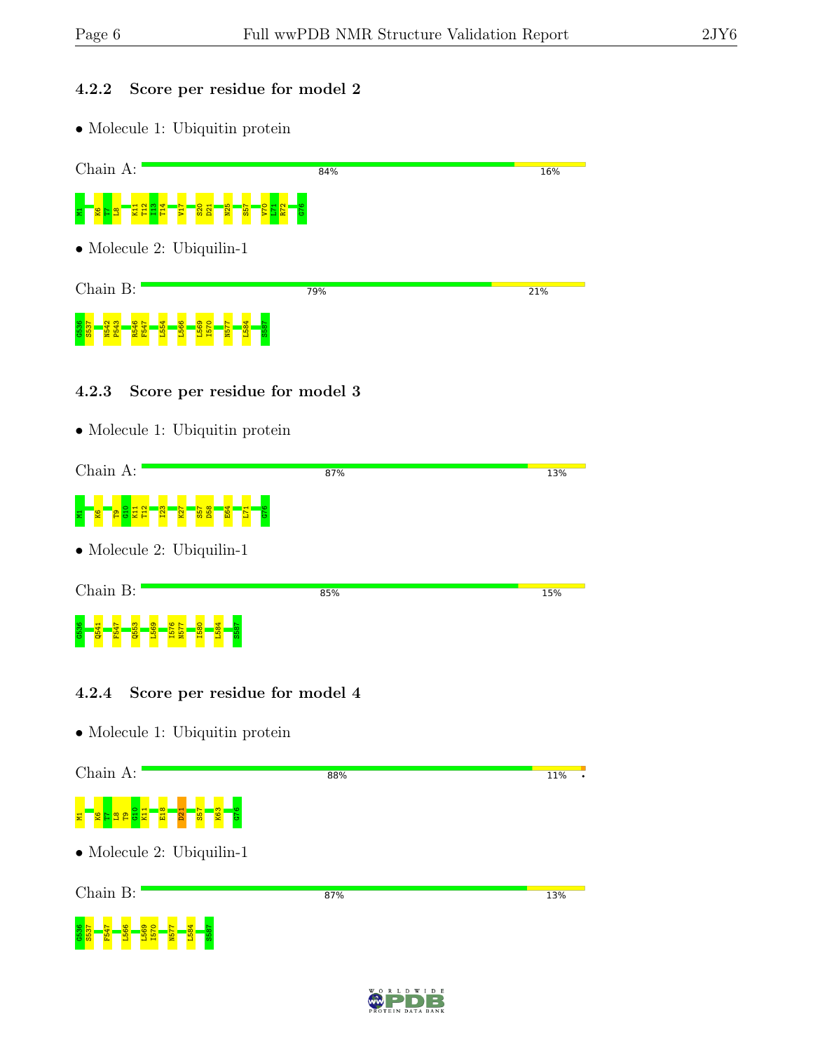### 4.2.2 Score per residue for model 2

- Molecule 1: Ubiquitin protein

Chain A: 84% 16%

M1 K6 T7 L8 K11 T12 I13 T14 V17 S20 D21 N25 S57 V70 L71 R72 G76

- Molecule 2: Ubiquilin-1

Chain B: 79% 21%

G536 S537 N542 P543 R546 F547 L554 L566 L569 I570 N577 L584 S587

### 4.2.3 Score per residue for model 3

- Molecule 1: Ubiquitin protein

Chain A: 87% 13%

M1 K6 T9 G10 K11 T12 I23 K27 S57 D58 E64 L71 G76

- Molecule 2: Ubiquilin-1

Chain B: 85% 15%

G536 Q541 F547 Q553 L569 I576 N577 I580 L584 S587

### 4.2.4 Score per residue for model 4

- Molecule 1: Ubiquitin protein

Chain A: 88% 11% •

M1 K6 T7 L8 T9 G10 K11 E18 D21 S57 K63 G76

- Molecule 2: Ubiquilin-1

Chain B: 87% 13%

G536 S537 F547 L566 L569 I570 N577 L584 S587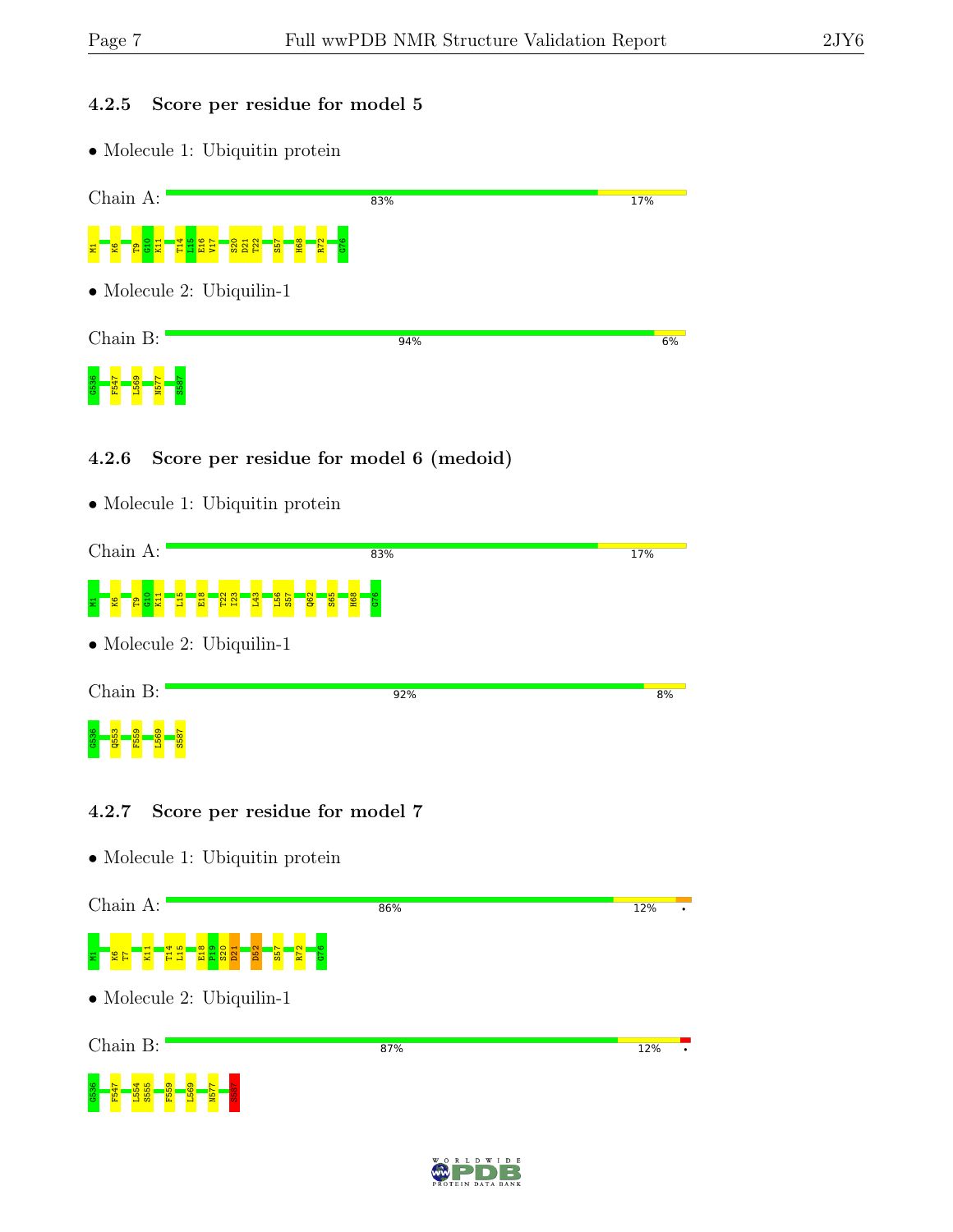### 4.2.5 Score per residue for model 5

- Molecule 1: Ubiquitin protein

Chain A: 83% 17%

M1 K6 T9 G10 K11 T14 L15 E16 V17 S20 D21 T22 S57 H68 R72 G76

- Molecule 2: Ubiquilin-1

Chain B: 94% 6%

G536 F547 L569 N577 S587

### 4.2.6 Score per residue for model 6 (medoid)

- Molecule 1: Ubiquitin protein

Chain A: 83% 17%

M1 K6 T9 G10 K11 L15 E18 T22 I23 L43 L56 S57 Q62 S65 H68 G76

- Molecule 2: Ubiquilin-1

Chain B: 92% 8%

G536 Q553 F559 L569 S587

### 4.2.7 Score per residue for model 7

- Molecule 1: Ubiquitin protein

Chain A: 86% 12% •

M1 K6 T7 K11 T14 L15 E18 P19 S20 D21 D52 S57 R72 G76

- Molecule 2: Ubiquilin-1

Chain B: 87% 12% •

G536 F547 L554 S555 F559 L569 N577 S587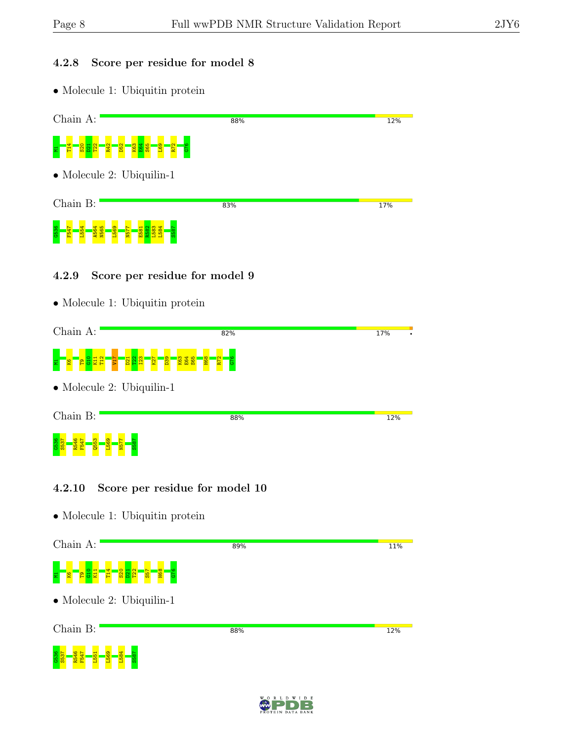### 4.2.8 Score per residue for model 8

- Molecule 1: Ubiquitin protein

Chain A: 88% 12%

M1 T14 S20 D21 T22 R42 D52 K63 E64 S65 L69 R72 G76

- Molecule 2: Ubiquilin-1

Chain B: 83% 17%

G536 F547 L554 A564 N565 L569 N577 E581 R582 L583 L584 S587

### 4.2.9 Score per residue for model 9

- Molecule 1: Ubiquitin protein

Chain A: 82% 17% •

M1 K6 T9 G10 K11 T12 V17 D21 T22 I23 K27 D39 K63 E64 S65 H68 R72 G76

- Molecule 2: Ubiquilin-1

Chain B: 88% 12%

G536 S537 R546 F547 Q553 L569 N577 S587

### 4.2.10 Score per residue for model 10

- Molecule 1: Ubiquitin protein

Chain A: 89% 11%

M1 K6 T9 G10 K11 T14 S20 D21 T22 S57 H68 G76

- Molecule 2: Ubiquilin-1

Chain B: 88% 12%

G536 S537 R546 F547 L551 L569 L584 S587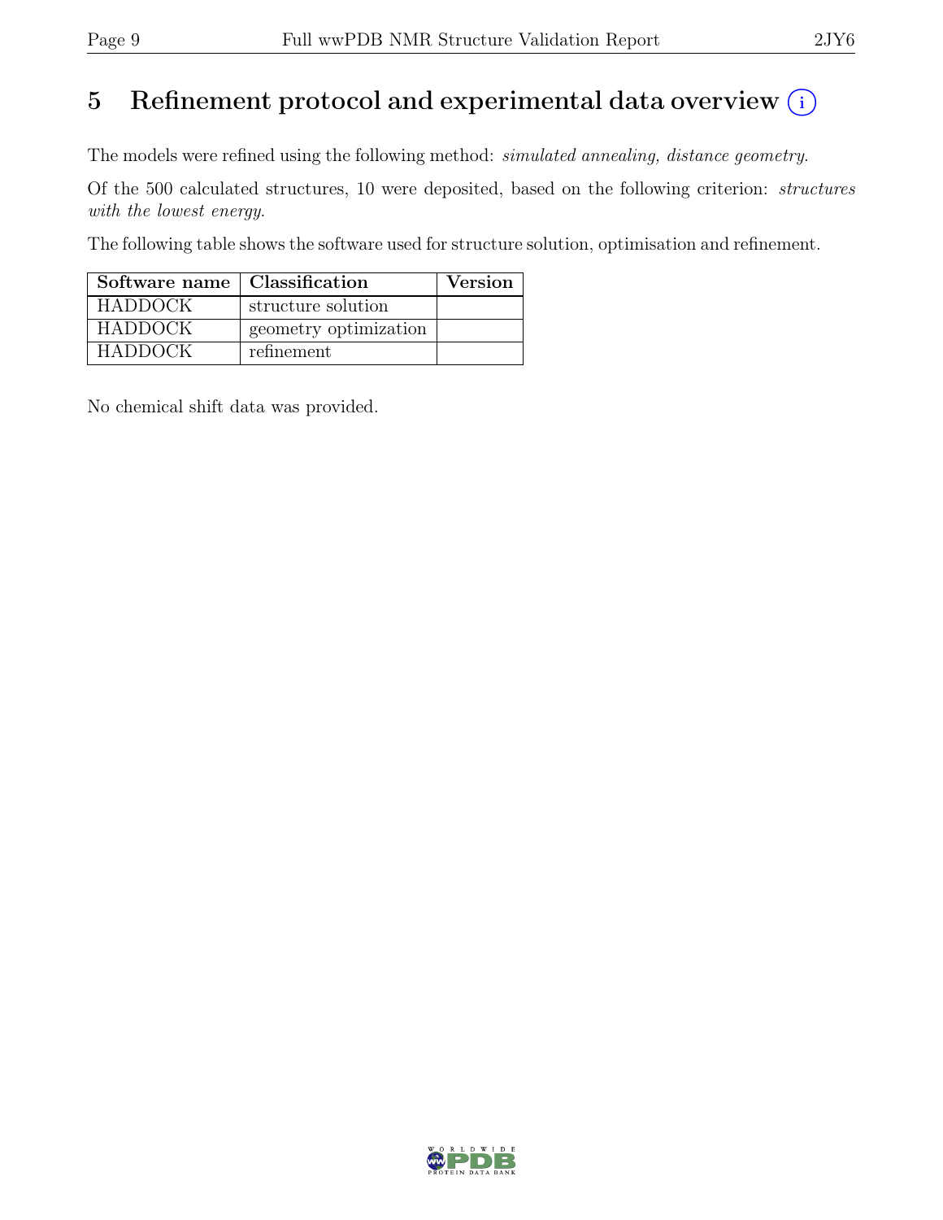# 5 Refinement protocol and experimental data overview

The models were refined using the following method: *simulated annealing, distance geometry*.

Of the 500 calculated structures, 10 were deposited, based on the following criterion: *structures with the lowest energy*.

The following table shows the software used for structure solution, optimisation and refinement.

| Software name | Classification | Version |
|---|---|---|
| HADDOCK | structure solution | |
| HADDOCK | geometry optimization | |
| HADDOCK | refinement | |

No chemical shift data was provided.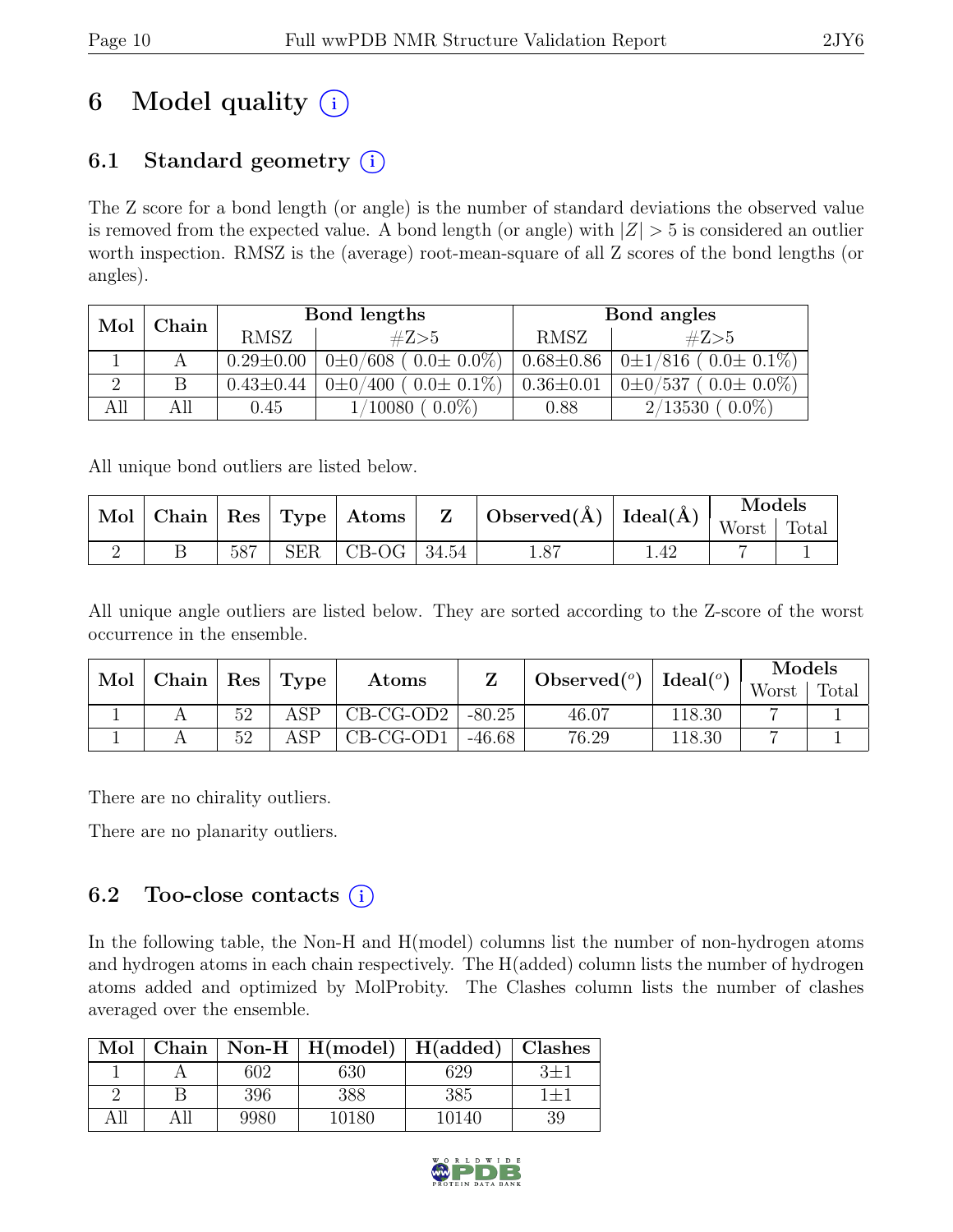# 6 Model quality (i)

## 6.1 Standard geometry (i)

The Z score for a bond length (or angle) is the number of standard deviations the observed value is removed from the expected value. A bond length (or angle) with $|Z| > 5$ is considered an outlier worth inspection. RMSZ is the (average) root-mean-square of all Z scores of the bond lengths (or angles).

| Mol | Chain | Bond lengths | | Bond angles | |
|---|---|---|---|---|---|
| | | RMSZ | #Z>5 | RMSZ | #Z>5 |
| 1 | A | 0.29±0.00 | 0±0/608 ( 0.0± 0.0%) | 0.68±0.86 | 0±1/816 ( 0.0± 0.1%) |
| 2 | B | 0.43±0.44 | 0±0/400 ( 0.0± 0.1%) | 0.36±0.01 | 0±0/537 ( 0.0± 0.0%) |
| All | All | 0.45 | 1/10080 ( 0.0%) | 0.88 | 2/13530 ( 0.0%) |

All unique bond outliers are listed below.

| Mol | Chain | Res | Type | Atoms | Z | Observed(Å) | Ideal(Å) | Models | |
|---|---|---|---|---|---|---|---|---|---|
| | | | | | | | | Worst | Total |
| 2 | B | 587 | SER | CB-OG | 34.54 | 1.87 | 1.42 | 7 | 1 |

All unique angle outliers are listed below. They are sorted according to the Z-score of the worst occurrence in the ensemble.

| Mol | Chain | Res | Type | Atoms | Z | Observed($^o$) | Ideal($^o$) | Models | |
|---|---|---|---|---|---|---|---|---|---|
| | | | | | | | | Worst | Total |
| 1 | A | 52 | ASP | CB-CG-OD2 | -80.25 | 46.07 | 118.30 | 7 | 1 |
| 1 | A | 52 | ASP | CB-CG-OD1 | -46.68 | 76.29 | 118.30 | 7 | 1 |

There are no chirality outliers.

There are no planarity outliers.

## 6.2 Too-close contacts (i)

In the following table, the Non-H and H(model) columns list the number of non-hydrogen atoms and hydrogen atoms in each chain respectively. The H(added) column lists the number of hydrogen atoms added and optimized by MolProbity. The Clashes column lists the number of clashes averaged over the ensemble.

| Mol | Chain | Non-H | H(model) | H(added) | Clashes |
|---|---|---|---|---|---|
| 1 | A | 602 | 630 | 629 | 3±1 |
| 2 | B | 396 | 388 | 385 | 1±1 |
| All | All | 9980 | 10180 | 10140 | 39 |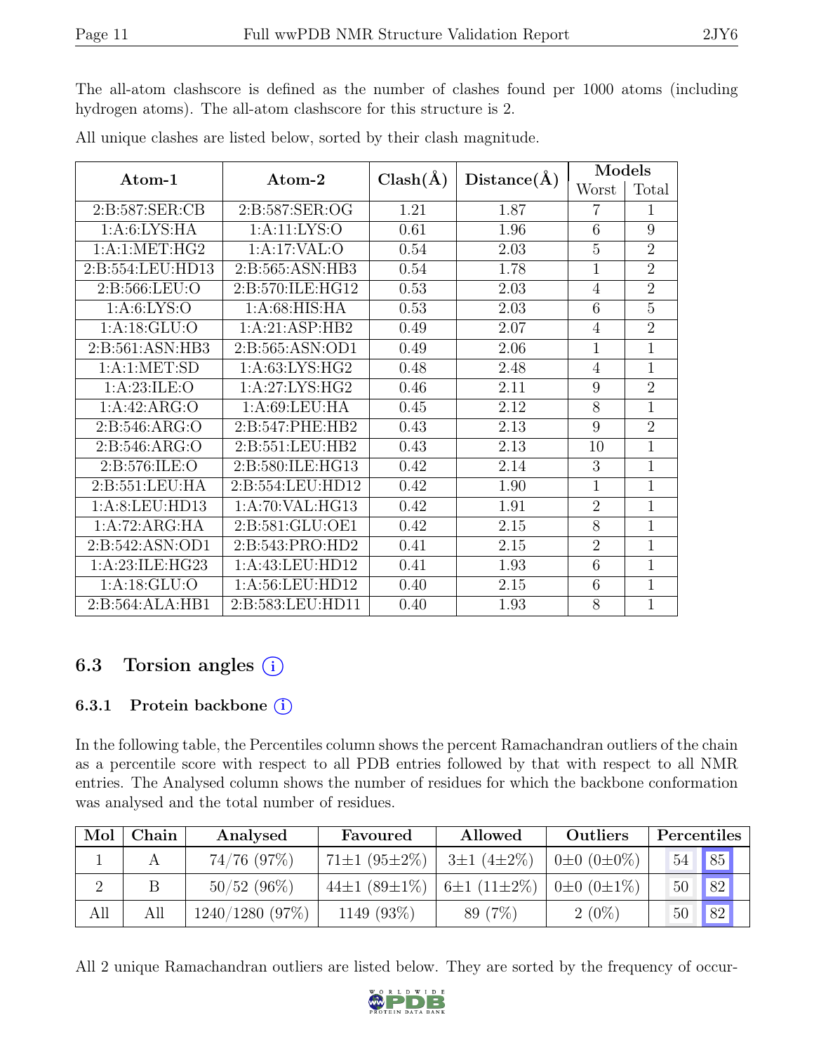The all-atom clashscore is defined as the number of clashes found per 1000 atoms (including hydrogen atoms). The all-atom clashscore for this structure is 2.

All unique clashes are listed below, sorted by their clash magnitude.

| Atom-1 | Atom-2 | Clash(Å) | Distance(Å) | Models | |
|---|---|---|---|---|---|
| | | | | Worst | Total |
| 2:B:587:SER:CB | 2:B:587:SER:OG | 1.21 | 1.87 | 7 | 1 |
| 1:A:6:LYS:HA | 1:A:11:LYS:O | 0.61 | 1.96 | 6 | 9 |
| 1:A:1:MET:HG2 | 1:A:17:VAL:O | 0.54 | 2.03 | 5 | 2 |
| 2:B:554:LEU:HD13 | 2:B:565:ASN:HB3 | 0.54 | 1.78 | 1 | 2 |
| 2:B:566:LEU:O | 2:B:570:ILE:HG12 | 0.53 | 2.03 | 4 | 2 |
| 1:A:6:LYS:O | 1:A:68:HIS:HA | 0.53 | 2.03 | 6 | 5 |
| 1:A:18:GLU:O | 1:A:21:ASP:HB2 | 0.49 | 2.07 | 4 | 2 |
| 2:B:561:ASN:HB3 | 2:B:565:ASN:OD1 | 0.49 | 2.06 | 1 | 1 |
| 1:A:1:MET:SD | 1:A:63:LYS:HG2 | 0.48 | 2.48 | 4 | 1 |
| 1:A:23:ILE:O | 1:A:27:LYS:HG2 | 0.46 | 2.11 | 9 | 2 |
| 1:A:42:ARG:O | 1:A:69:LEU:HA | 0.45 | 2.12 | 8 | 1 |
| 2:B:546:ARG:O | 2:B:547:PHE:HB2 | 0.43 | 2.13 | 9 | 2 |
| 2:B:546:ARG:O | 2:B:551:LEU:HB2 | 0.43 | 2.13 | 10 | 1 |
| 2:B:576:ILE:O | 2:B:580:ILE:HG13 | 0.42 | 2.14 | 3 | 1 |
| 2:B:551:LEU:HA | 2:B:554:LEU:HD12 | 0.42 | 1.90 | 1 | 1 |
| 1:A:8:LEU:HD13 | 1:A:70:VAL:HG13 | 0.42 | 1.91 | 2 | 1 |
| 1:A:72:ARG:HA | 2:B:581:GLU:OE1 | 0.42 | 2.15 | 8 | 1 |
| 2:B:542:ASN:OD1 | 2:B:543:PRO:HD2 | 0.41 | 2.15 | 2 | 1 |
| 1:A:23:ILE:HG23 | 1:A:43:LEU:HD12 | 0.41 | 1.93 | 6 | 1 |
| 1:A:18:GLU:O | 1:A:56:LEU:HD12 | 0.40 | 2.15 | 6 | 1 |
| 2:B:564:ALA:HB1 | 2:B:583:LEU:HD11 | 0.40 | 1.93 | 8 | 1 |

## 6.3 Torsion angles

### 6.3.1 Protein backbone

In the following table, the Percentiles column shows the percent Ramachandran outliers of the chain as a percentile score with respect to all PDB entries followed by that with respect to all NMR entries. The Analysed column shows the number of residues for which the backbone conformation was analysed and the total number of residues.

| Mol | Chain | Analysed | Favoured | Allowed | Outliers | Percentiles | |
|---|---|---|---|---|---|---|---|
| 1 | A | 74/76 (97%) | 71±1 (95±2%) | 3±1 (4±2%) | 0±0 (0±0%) | 54 | 85 |
| 2 | B | 50/52 (96%) | 44±1 (89±1%) | 6±1 (11±2%) | 0±0 (0±1%) | 50 | 82 |
| All | All | 1240/1280 (97%) | 1149 (93%) | 89 (7%) | 2 (0%) | 50 | 82 |

All 2 unique Ramachandran outliers are listed below. They are sorted by the frequency of occur-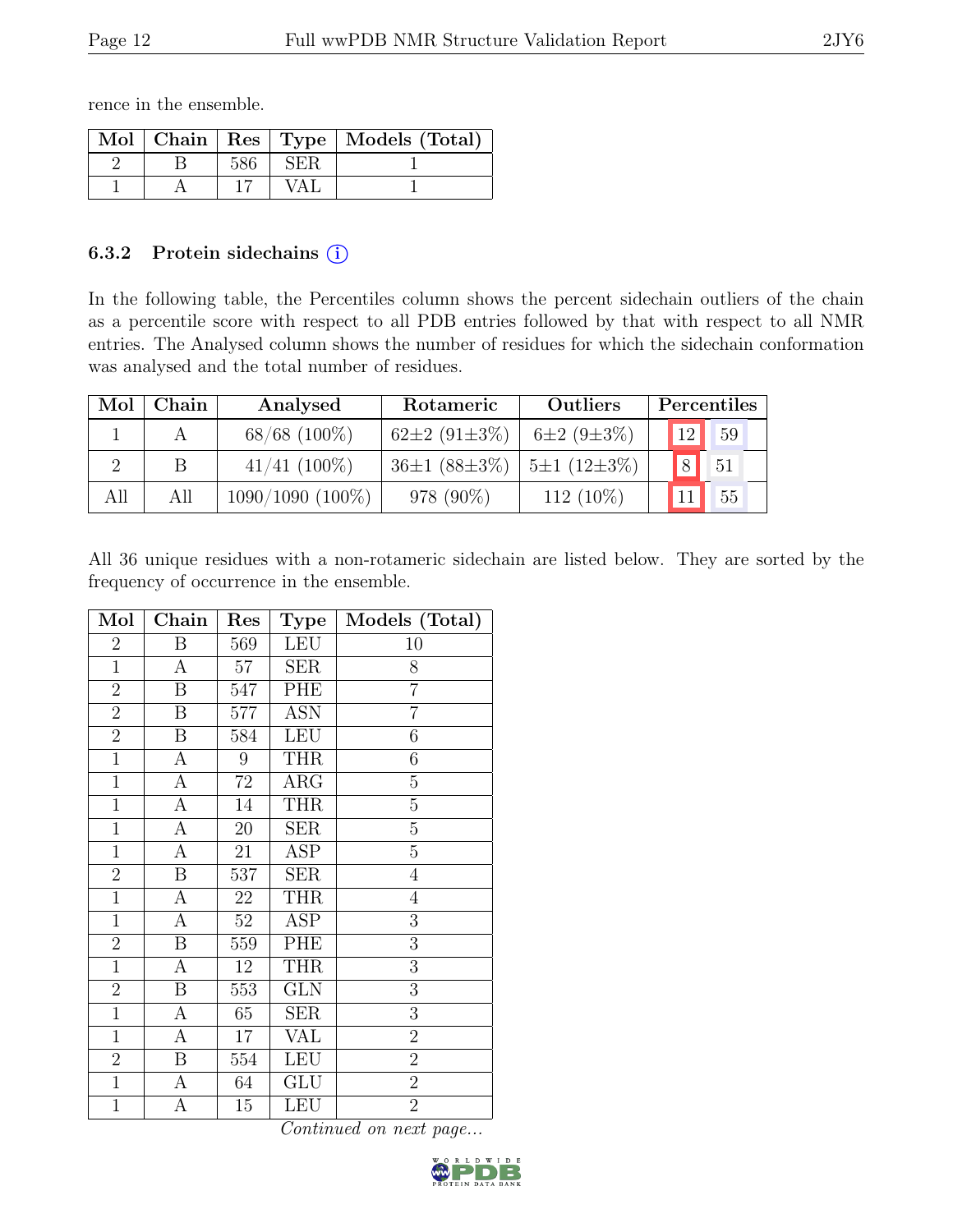rence in the ensemble.

| Mol | Chain | Res | Type | Models (Total) |
|---|---|---|---|---|
| 2 | B | 586 | SER | 1 |
| 1 | A | 17 | VAL | 1 |

### 6.3.2 Protein sidechains (i)

In the following table, the Percentiles column shows the percent sidechain outliers of the chain as a percentile score with respect to all PDB entries followed by that with respect to all NMR entries. The Analysed column shows the number of residues for which the sidechain conformation was analysed and the total number of residues.

| Mol | Chain | Analysed | Rotameric | Outliers | Percentiles | |
|---|---|---|---|---|---|---|
| 1 | A | 68/68 (100%) | 62±2 (91±3%) | 6±2 (9±3%) | 12 | 59 |
| 2 | B | 41/41 (100%) | 36±1 (88±3%) | 5±1 (12±3%) | 8 | 51 |
| All | All | 1090/1090 (100%) | 978 (90%) | 112 (10%) | 11 | 55 |

All 36 unique residues with a non-rotameric sidechain are listed below. They are sorted by the frequency of occurrence in the ensemble.

| Mol | Chain | Res | Type | Models (Total) |
|---|---|---|---|---|
| 2 | B | 569 | LEU | 10 |
| 1 | A | 57 | SER | 8 |
| 2 | B | 547 | PHE | 7 |
| 2 | B | 577 | ASN | 7 |
| 2 | B | 584 | LEU | 6 |
| 1 | A | 9 | THR | 6 |
| 1 | A | 72 | ARG | 5 |
| 1 | A | 14 | THR | 5 |
| 1 | A | 20 | SER | 5 |
| 1 | A | 21 | ASP | 5 |
| 2 | B | 537 | SER | 4 |
| 1 | A | 22 | THR | 4 |
| 1 | A | 52 | ASP | 3 |
| 2 | B | 559 | PHE | 3 |
| 1 | A | 12 | THR | 3 |
| 2 | B | 553 | GLN | 3 |
| 1 | A | 65 | SER | 3 |
| 1 | A | 17 | VAL | 2 |
| 2 | B | 554 | LEU | 2 |
| 1 | A | 64 | GLU | 2 |
| 1 | A | 15 | LEU | 2 |

*Continued on next page...*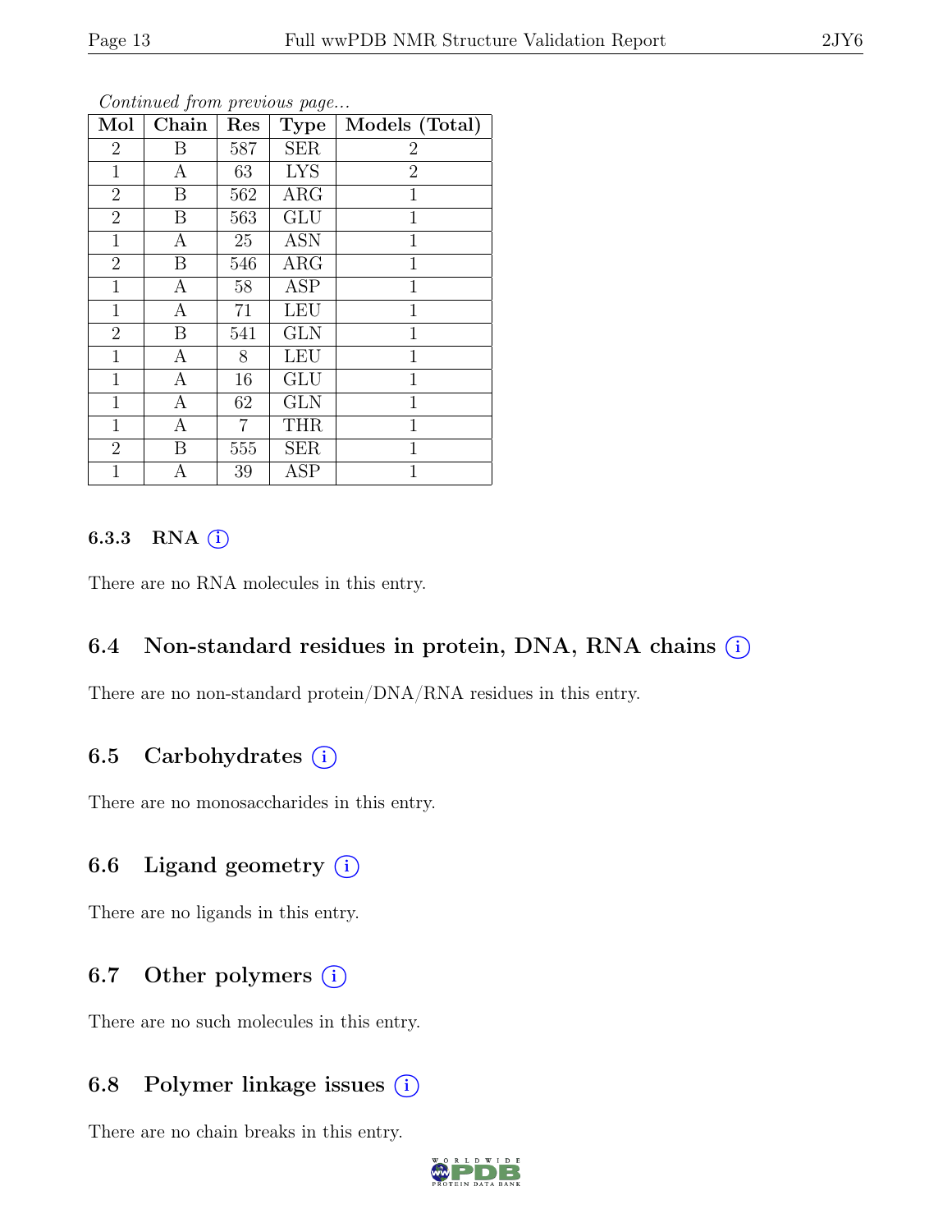*Continued from previous page...*

| Mol | Chain | Res | Type | Models (Total) |
|---|---|---|---|---|
| 2 | B | 587 | SER | 2 |
| 1 | A | 63 | LYS | 2 |
| 2 | B | 562 | ARG | 1 |
| 2 | B | 563 | GLU | 1 |
| 1 | A | 25 | ASN | 1 |
| 2 | B | 546 | ARG | 1 |
| 1 | A | 58 | ASP | 1 |
| 1 | A | 71 | LEU | 1 |
| 2 | B | 541 | GLN | 1 |
| 1 | A | 8 | LEU | 1 |
| 1 | A | 16 | GLU | 1 |
| 1 | A | 62 | GLN | 1 |
| 1 | A | 7 | THR | 1 |
| 2 | B | 555 | SER | 1 |
| 1 | A | 39 | ASP | 1 |

#### 6.3.3 RNA ⓘ

There are no RNA molecules in this entry.

### 6.4 Non-standard residues in protein, DNA, RNA chains ⓘ

There are no non-standard protein/DNA/RNA residues in this entry.

### 6.5 Carbohydrates ⓘ

There are no monosaccharides in this entry.

### 6.6 Ligand geometry ⓘ

There are no ligands in this entry.

### 6.7 Other polymers ⓘ

There are no such molecules in this entry.

### 6.8 Polymer linkage issues ⓘ

There are no chain breaks in this entry.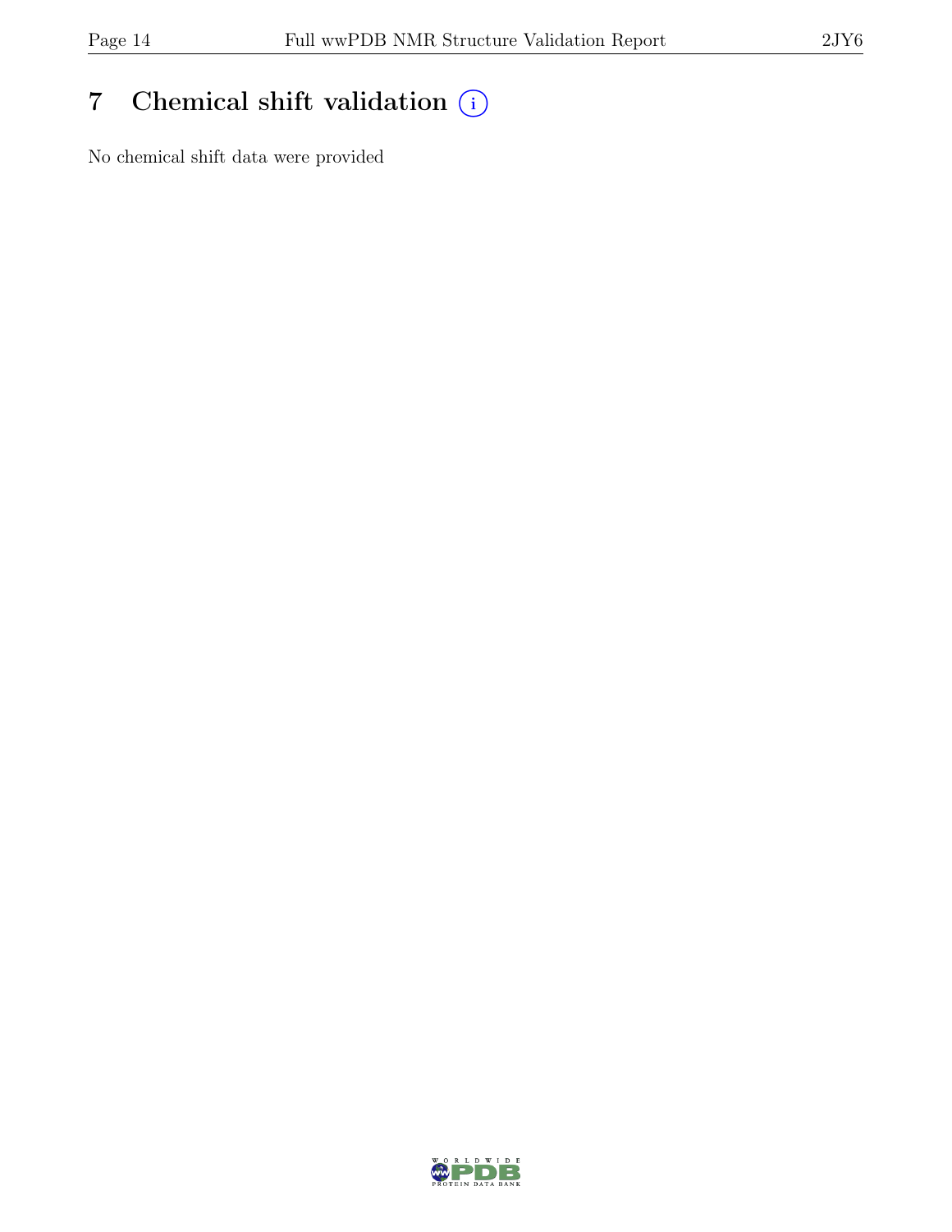# 7 Chemical shift validation

No chemical shift data were provided